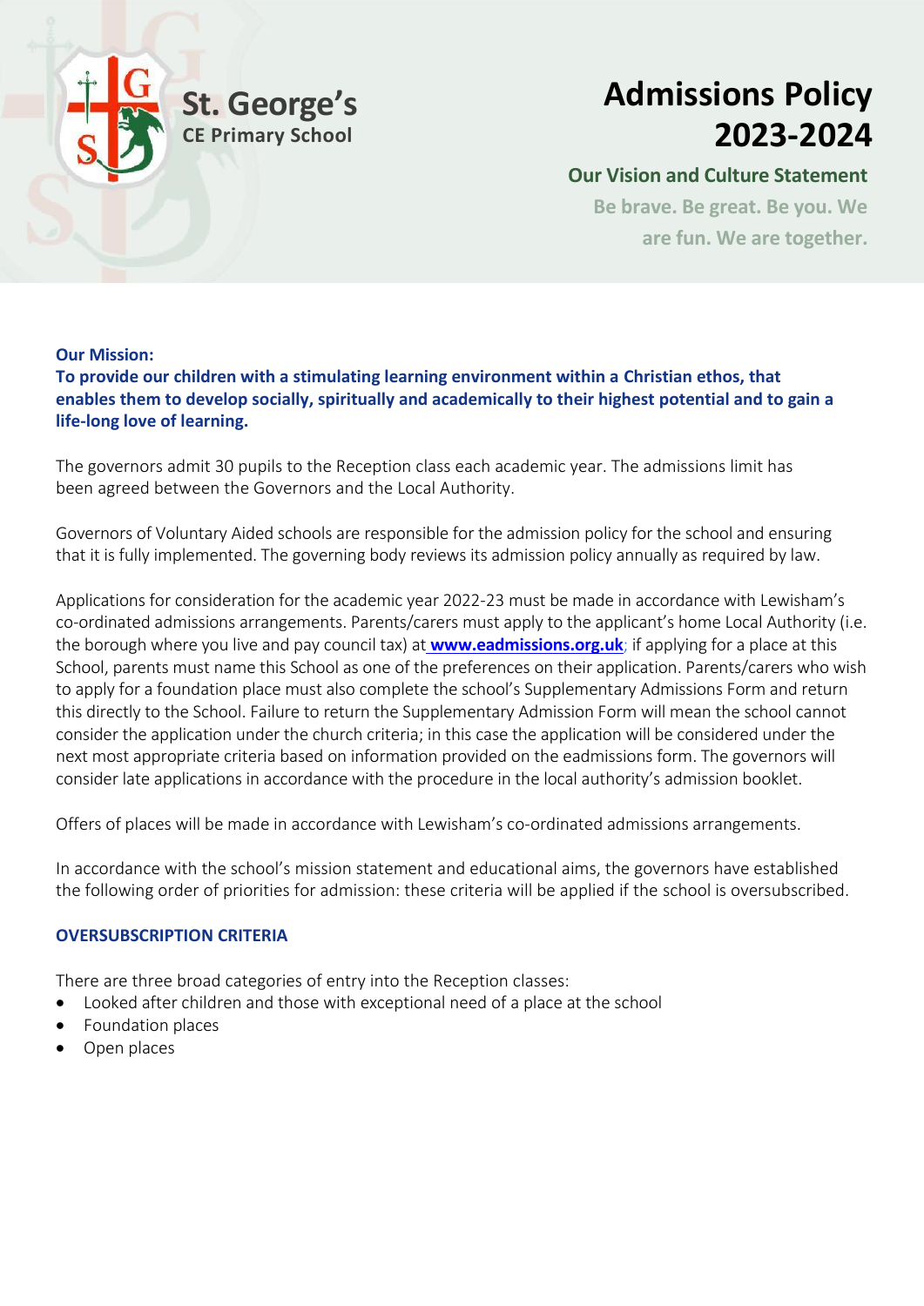# St. George's CE Primary School

# Admissions Policy 2023-2024

## Our Vision and Culture Statement

**Be brave. Be great. Be you. We are fun. We are together.**

**Our Mission:**
**To provide our children with a stimulating learning environment within a Christian ethos, that enables them to develop socially, spiritually and academically to their highest potential and to gain a life-long love of learning.**

The governors admit 30 pupils to the Reception class each academic year. The admissions limit has been agreed between the Governors and the Local Authority.

Governors of Voluntary Aided schools are responsible for the admission policy for the school and ensuring that it is fully implemented. The governing body reviews its admission policy annually as required by law.

Applications for consideration for the academic year 2022-23 must be made in accordance with Lewisham's co-ordinated admissions arrangements. Parents/carers must apply to the applicant's home Local Authority (i.e. the borough where you live and pay council tax) at **www.eadmissions.org.uk**; if applying for a place at this School, parents must name this School as one of the preferences on their application. Parents/carers who wish to apply for a foundation place must also complete the school's Supplementary Admissions Form and return this directly to the School. Failure to return the Supplementary Admission Form will mean the school cannot consider the application under the church criteria; in this case the application will be considered under the next most appropriate criteria based on information provided on the eadmissions form. The governors will consider late applications in accordance with the procedure in the local authority's admission booklet.

Offers of places will be made in accordance with Lewisham's co-ordinated admissions arrangements.

In accordance with the school's mission statement and educational aims, the governors have established the following order of priorities for admission: these criteria will be applied if the school is oversubscribed.

### OVERSUBSCRIPTION CRITERIA

There are three broad categories of entry into the Reception classes:

- Looked after children and those with exceptional need of a place at the school
- Foundation places
- Open places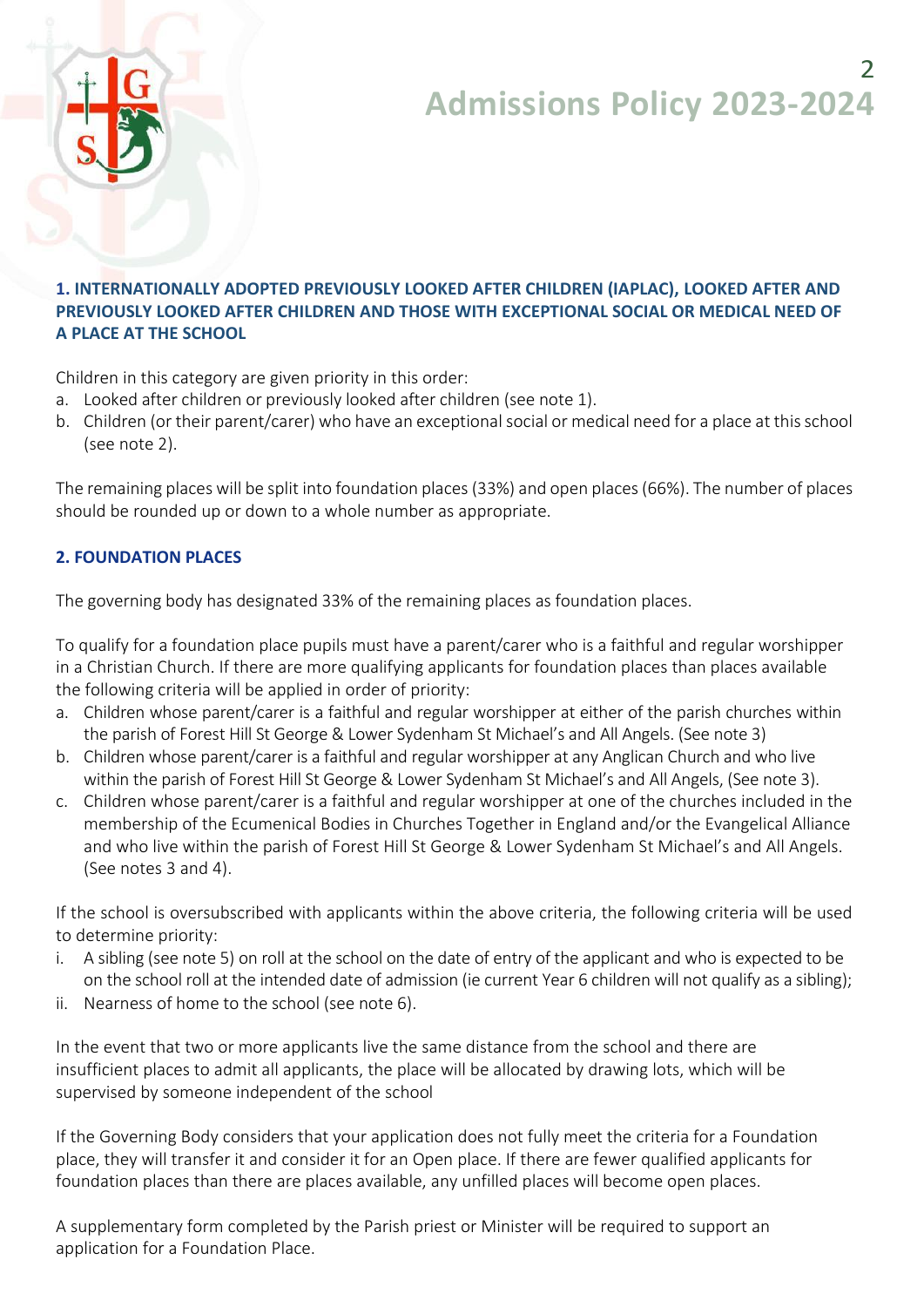### 1. INTERNATIONALLY ADOPTED PREVIOUSLY LOOKED AFTER CHILDREN (IAPLAC), LOOKED AFTER AND PREVIOUSLY LOOKED AFTER CHILDREN AND THOSE WITH EXCEPTIONAL SOCIAL OR MEDICAL NEED OF A PLACE AT THE SCHOOL

Children in this category are given priority in this order:

a. Looked after children or previously looked after children (see note 1).
b. Children (or their parent/carer) who have an exceptional social or medical need for a place at this school (see note 2).

The remaining places will be split into foundation places (33%) and open places (66%). The number of places should be rounded up or down to a whole number as appropriate.

### 2. FOUNDATION PLACES

The governing body has designated 33% of the remaining places as foundation places.

To qualify for a foundation place pupils must have a parent/carer who is a faithful and regular worshipper in a Christian Church. If there are more qualifying applicants for foundation places than places available the following criteria will be applied in order of priority:

a. Children whose parent/carer is a faithful and regular worshipper at either of the parish churches within the parish of Forest Hill St George & Lower Sydenham St Michael's and All Angels. (See note 3)
b. Children whose parent/carer is a faithful and regular worshipper at any Anglican Church and who live within the parish of Forest Hill St George & Lower Sydenham St Michael's and All Angels, (See note 3).
c. Children whose parent/carer is a faithful and regular worshipper at one of the churches included in the membership of the Ecumenical Bodies in Churches Together in England and/or the Evangelical Alliance and who live within the parish of Forest Hill St George & Lower Sydenham St Michael's and All Angels. (See notes 3 and 4).

If the school is oversubscribed with applicants within the above criteria, the following criteria will be used to determine priority:

i. A sibling (see note 5) on roll at the school on the date of entry of the applicant and who is expected to be on the school roll at the intended date of admission (ie current Year 6 children will not qualify as a sibling);
ii. Nearness of home to the school (see note 6).

In the event that two or more applicants live the same distance from the school and there are insufficient places to admit all applicants, the place will be allocated by drawing lots, which will be supervised by someone independent of the school

If the Governing Body considers that your application does not fully meet the criteria for a Foundation place, they will transfer it and consider it for an Open place. If there are fewer qualified applicants for foundation places than there are places available, any unfilled places will become open places.

A supplementary form completed by the Parish priest or Minister will be required to support an application for a Foundation Place.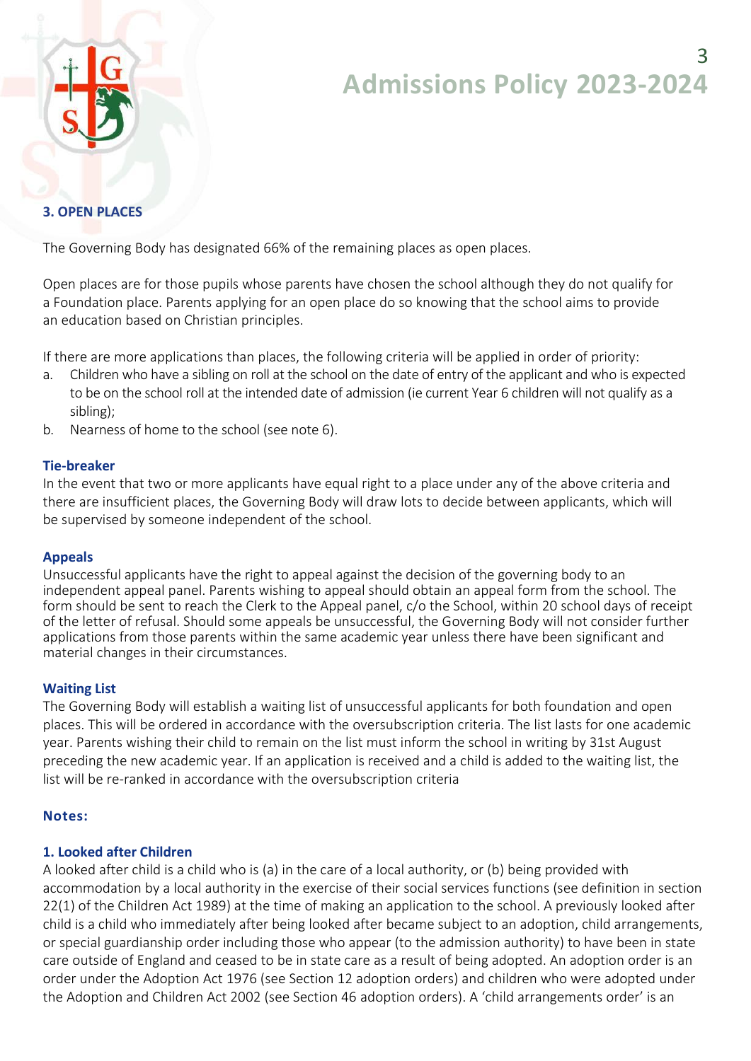### 3. OPEN PLACES

The Governing Body has designated 66% of the remaining places as open places.

Open places are for those pupils whose parents have chosen the school although they do not qualify for a Foundation place. Parents applying for an open place do so knowing that the school aims to provide an education based on Christian principles.

If there are more applications than places, the following criteria will be applied in order of priority:

a. Children who have a sibling on roll at the school on the date of entry of the applicant and who is expected to be on the school roll at the intended date of admission (ie current Year 6 children will not qualify as a sibling);
b. Nearness of home to the school (see note 6).

#### Tie-breaker

In the event that two or more applicants have equal right to a place under any of the above criteria and there are insufficient places, the Governing Body will draw lots to decide between applicants, which will be supervised by someone independent of the school.

#### Appeals

Unsuccessful applicants have the right to appeal against the decision of the governing body to an independent appeal panel. Parents wishing to appeal should obtain an appeal form from the school. The form should be sent to reach the Clerk to the Appeal panel, c/o the School, within 20 school days of receipt of the letter of refusal. Should some appeals be unsuccessful, the Governing Body will not consider further applications from those parents within the same academic year unless there have been significant and material changes in their circumstances.

#### Waiting List

The Governing Body will establish a waiting list of unsuccessful applicants for both foundation and open places. This will be ordered in accordance with the oversubscription criteria. The list lasts for one academic year. Parents wishing their child to remain on the list must inform the school in writing by 31st August preceding the new academic year. If an application is received and a child is added to the waiting list, the list will be re-ranked in accordance with the oversubscription criteria

#### Notes:

#### 1. Looked after Children

A looked after child is a child who is (a) in the care of a local authority, or (b) being provided with accommodation by a local authority in the exercise of their social services functions (see definition in section 22(1) of the Children Act 1989) at the time of making an application to the school. A previously looked after child is a child who immediately after being looked after became subject to an adoption, child arrangements, or special guardianship order including those who appear (to the admission authority) to have been in state care outside of England and ceased to be in state care as a result of being adopted. An adoption order is an order under the Adoption Act 1976 (see Section 12 adoption orders) and children who were adopted under the Adoption and Children Act 2002 (see Section 46 adoption orders). A 'child arrangements order' is an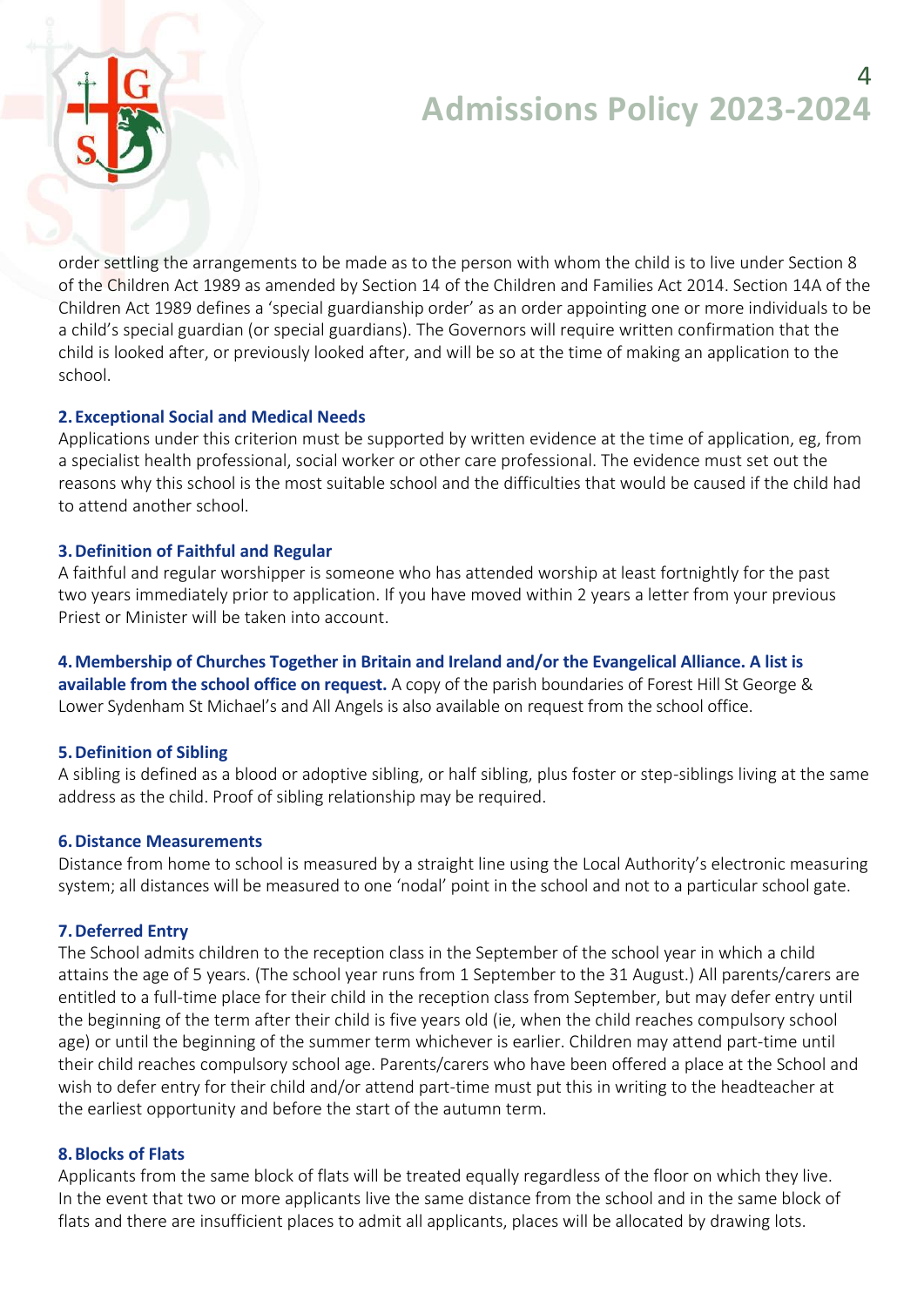order settling the arrangements to be made as to the person with whom the child is to live under Section 8 of the Children Act 1989 as amended by Section 14 of the Children and Families Act 2014. Section 14A of the Children Act 1989 defines a 'special guardianship order' as an order appointing one or more individuals to be a child's special guardian (or special guardians). The Governors will require written confirmation that the child is looked after, or previously looked after, and will be so at the time of making an application to the school.

**2. Exceptional Social and Medical Needs**

Applications under this criterion must be supported by written evidence at the time of application, eg, from a specialist health professional, social worker or other care professional. The evidence must set out the reasons why this school is the most suitable school and the difficulties that would be caused if the child had to attend another school.

**3. Definition of Faithful and Regular**

A faithful and regular worshipper is someone who has attended worship at least fortnightly for the past two years immediately prior to application. If you have moved within 2 years a letter from your previous Priest or Minister will be taken into account.

**4. Membership of Churches Together in Britain and Ireland and/or the Evangelical Alliance. A list is available from the school office on request.** A copy of the parish boundaries of Forest Hill St George & Lower Sydenham St Michael's and All Angels is also available on request from the school office.

**5. Definition of Sibling**

A sibling is defined as a blood or adoptive sibling, or half sibling, plus foster or step-siblings living at the same address as the child. Proof of sibling relationship may be required.

**6. Distance Measurements**

Distance from home to school is measured by a straight line using the Local Authority's electronic measuring system; all distances will be measured to one 'nodal' point in the school and not to a particular school gate.

**7. Deferred Entry**

The School admits children to the reception class in the September of the school year in which a child attains the age of 5 years. (The school year runs from 1 September to the 31 August.) All parents/carers are entitled to a full-time place for their child in the reception class from September, but may defer entry until the beginning of the term after their child is five years old (ie, when the child reaches compulsory school age) or until the beginning of the summer term whichever is earlier. Children may attend part-time until their child reaches compulsory school age. Parents/carers who have been offered a place at the School and wish to defer entry for their child and/or attend part-time must put this in writing to the headteacher at the earliest opportunity and before the start of the autumn term.

**8. Blocks of Flats**

Applicants from the same block of flats will be treated equally regardless of the floor on which they live. In the event that two or more applicants live the same distance from the school and in the same block of flats and there are insufficient places to admit all applicants, places will be allocated by drawing lots.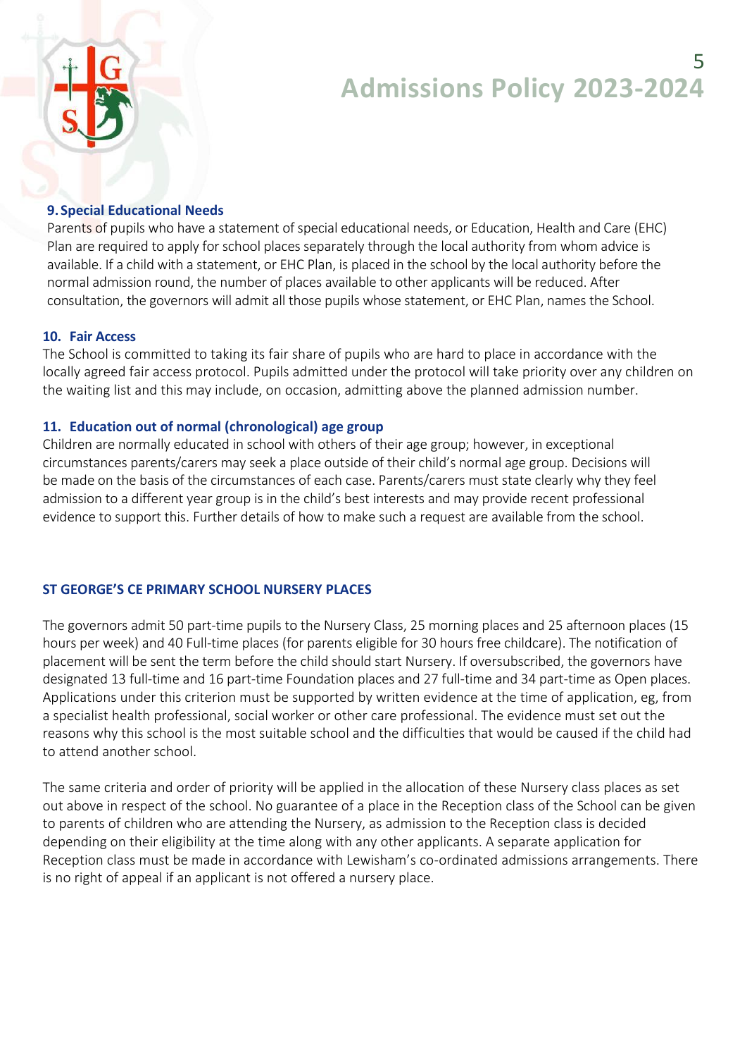### 9. Special Educational Needs

Parents of pupils who have a statement of special educational needs, or Education, Health and Care (EHC) Plan are required to apply for school places separately through the local authority from whom advice is available. If a child with a statement, or EHC Plan, is placed in the school by the local authority before the normal admission round, the number of places available to other applicants will be reduced. After consultation, the governors will admit all those pupils whose statement, or EHC Plan, names the School.

### 10. Fair Access

The School is committed to taking its fair share of pupils who are hard to place in accordance with the locally agreed fair access protocol. Pupils admitted under the protocol will take priority over any children on the waiting list and this may include, on occasion, admitting above the planned admission number.

### 11. Education out of normal (chronological) age group

Children are normally educated in school with others of their age group; however, in exceptional circumstances parents/carers may seek a place outside of their child's normal age group. Decisions will be made on the basis of the circumstances of each case. Parents/carers must state clearly why they feel admission to a different year group is in the child's best interests and may provide recent professional evidence to support this. Further details of how to make such a request are available from the school.

### ST GEORGE'S CE PRIMARY SCHOOL NURSERY PLACES

The governors admit 50 part-time pupils to the Nursery Class, 25 morning places and 25 afternoon places (15 hours per week) and 40 Full-time places (for parents eligible for 30 hours free childcare). The notification of placement will be sent the term before the child should start Nursery. If oversubscribed, the governors have designated 13 full-time and 16 part-time Foundation places and 27 full-time and 34 part-time as Open places. Applications under this criterion must be supported by written evidence at the time of application, eg, from a specialist health professional, social worker or other care professional. The evidence must set out the reasons why this school is the most suitable school and the difficulties that would be caused if the child had to attend another school.

The same criteria and order of priority will be applied in the allocation of these Nursery class places as set out above in respect of the school. No guarantee of a place in the Reception class of the School can be given to parents of children who are attending the Nursery, as admission to the Reception class is decided depending on their eligibility at the time along with any other applicants. A separate application for Reception class must be made in accordance with Lewisham's co-ordinated admissions arrangements. There is no right of appeal if an applicant is not offered a nursery place.